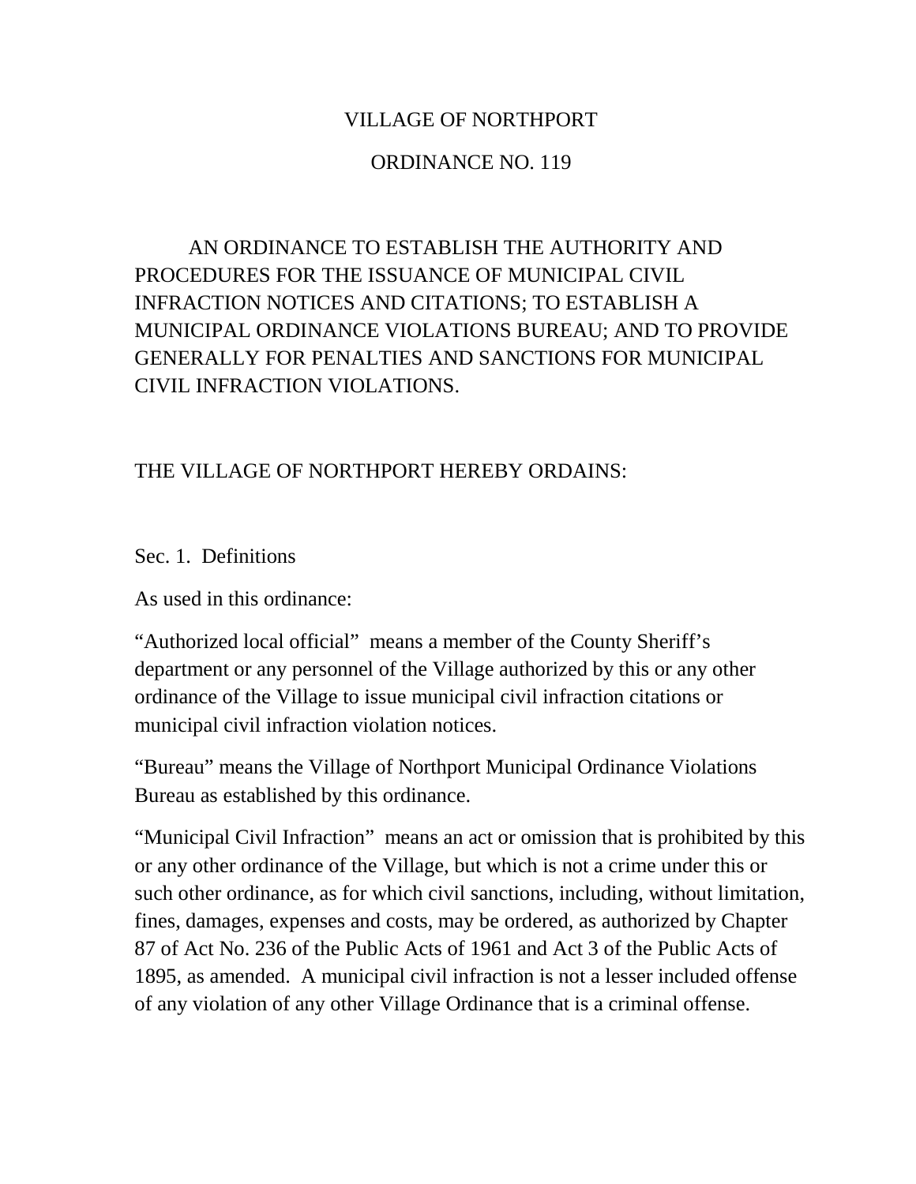# VILLAGE OF NORTHPORT

## ORDINANCE NO. 119

AN ORDINANCE TO ESTABLISH THE AUTHORITY AND PROCEDURES FOR THE ISSUANCE OF MUNICIPAL CIVIL INFRACTION NOTICES AND CITATIONS; TO ESTABLISH A MUNICIPAL ORDINANCE VIOLATIONS BUREAU; AND TO PROVIDE GENERALLY FOR PENALTIES AND SANCTIONS FOR MUNICIPAL CIVIL INFRACTION VIOLATIONS.

THE VILLAGE OF NORTHPORT HEREBY ORDAINS:

### Sec. 1. Definitions

As used in this ordinance:

"Authorized local official" means a member of the County Sheriff's department or any personnel of the Village authorized by this or any other ordinance of the Village to issue municipal civil infraction citations or municipal civil infraction violation notices.

"Bureau" means the Village of Northport Municipal Ordinance Violations Bureau as established by this ordinance.

"Municipal Civil Infraction" means an act or omission that is prohibited by this or any other ordinance of the Village, but which is not a crime under this or such other ordinance, as for which civil sanctions, including, without limitation, fines, damages, expenses and costs, may be ordered, as authorized by Chapter 87 of Act No. 236 of the Public Acts of 1961 and Act 3 of the Public Acts of 1895, as amended. A municipal civil infraction is not a lesser included offense of any violation of any other Village Ordinance that is a criminal offense.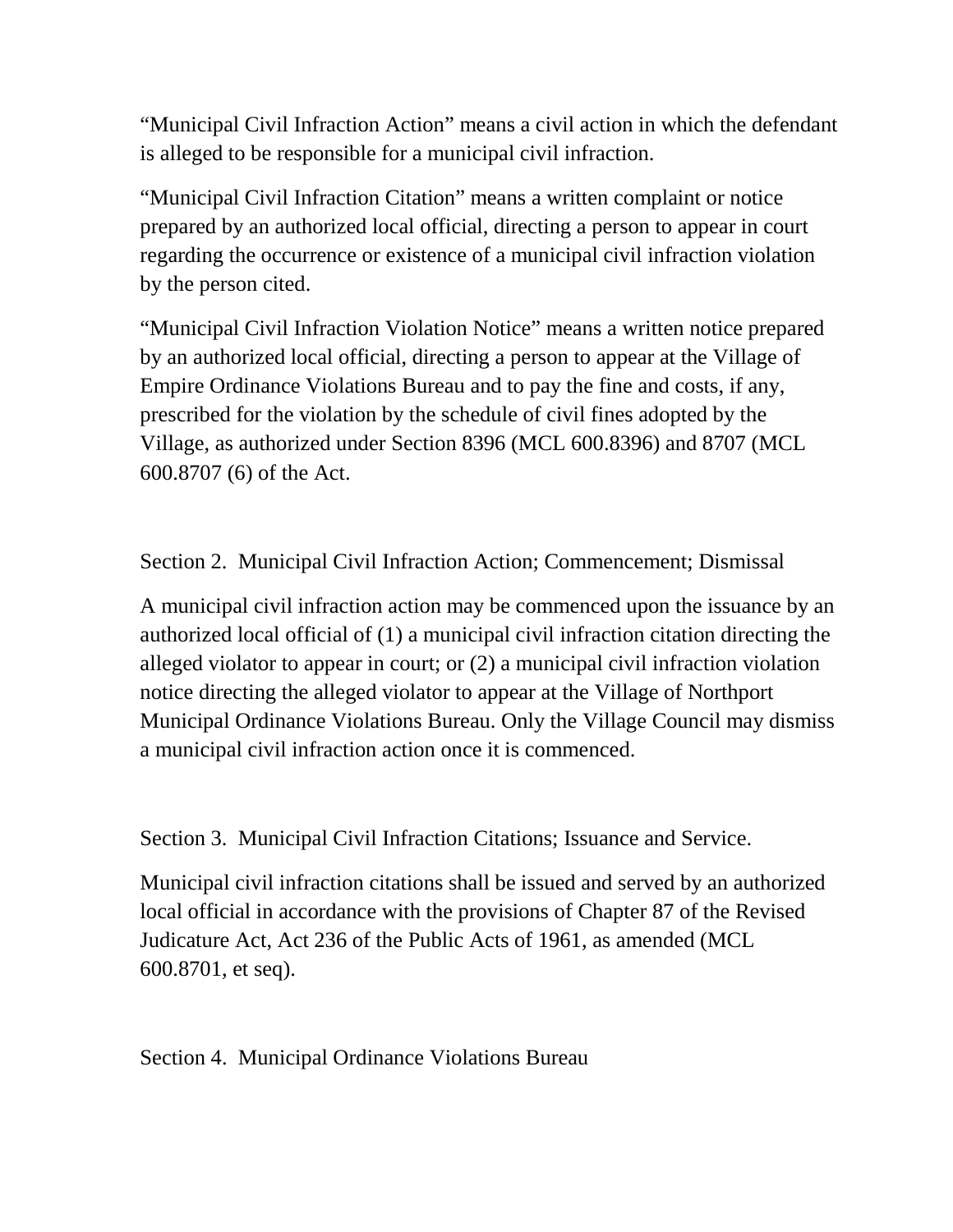"Municipal Civil Infraction Action" means a civil action in which the defendant is alleged to be responsible for a municipal civil infraction.

"Municipal Civil Infraction Citation" means a written complaint or notice prepared by an authorized local official, directing a person to appear in court regarding the occurrence or existence of a municipal civil infraction violation by the person cited.

"Municipal Civil Infraction Violation Notice" means a written notice prepared by an authorized local official, directing a person to appear at the Village of Empire Ordinance Violations Bureau and to pay the fine and costs, if any, prescribed for the violation by the schedule of civil fines adopted by the Village, as authorized under Section 8396 (MCL 600.8396) and 8707 (MCL 600.8707 (6) of the Act.

Section 2. Municipal Civil Infraction Action; Commencement; Dismissal

A municipal civil infraction action may be commenced upon the issuance by an authorized local official of (1) a municipal civil infraction citation directing the alleged violator to appear in court; or (2) a municipal civil infraction violation notice directing the alleged violator to appear at the Village of Northport Municipal Ordinance Violations Bureau. Only the Village Council may dismiss a municipal civil infraction action once it is commenced.

Section 3. Municipal Civil Infraction Citations; Issuance and Service.

Municipal civil infraction citations shall be issued and served by an authorized local official in accordance with the provisions of Chapter 87 of the Revised Judicature Act, Act 236 of the Public Acts of 1961, as amended (MCL 600.8701, et seq).

Section 4. Municipal Ordinance Violations Bureau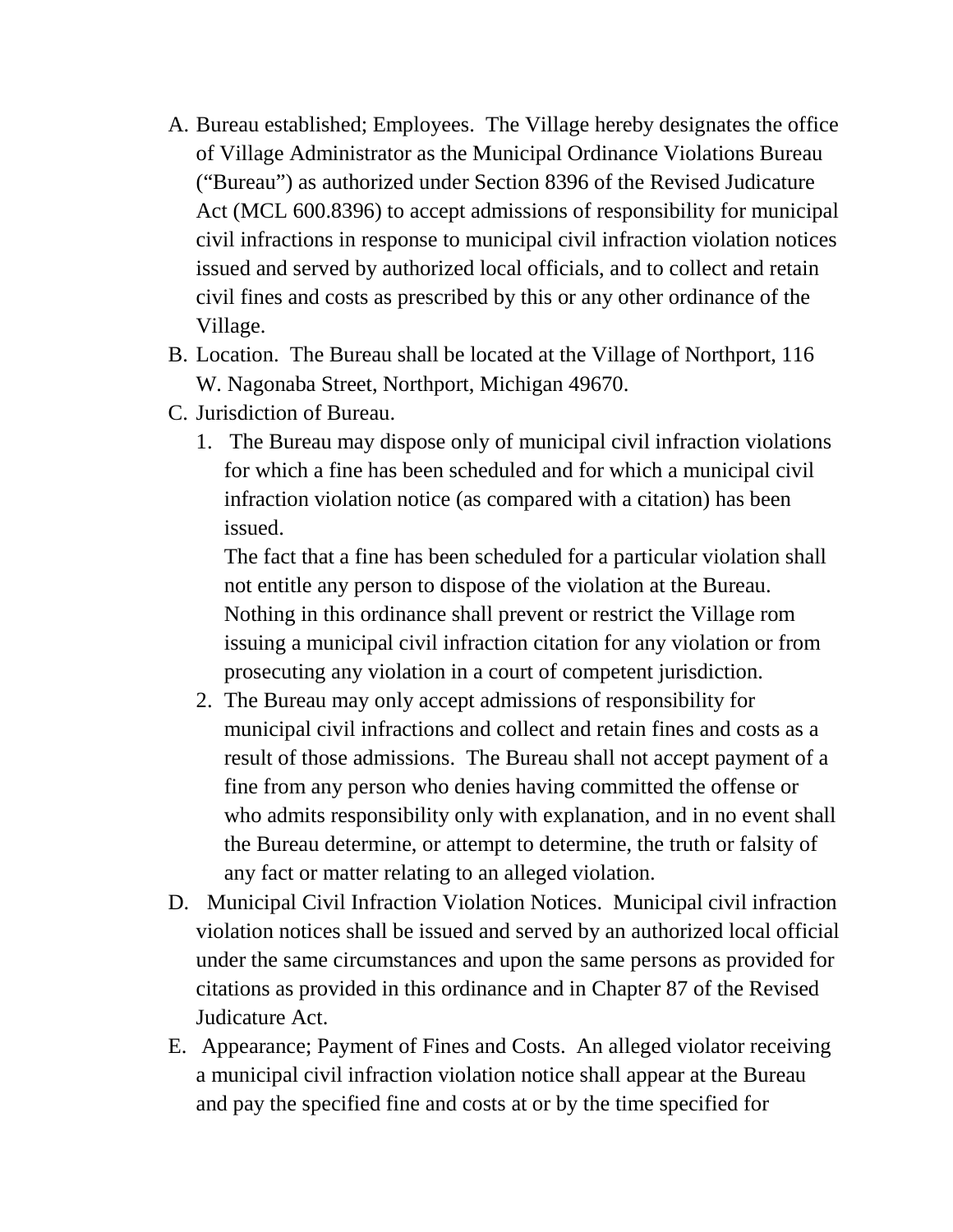A. Bureau established; Employees. The Village hereby designates the office of Village Administrator as the Municipal Ordinance Violations Bureau ("Bureau") as authorized under Section 8396 of the Revised Judicature Act (MCL 600.8396) to accept admissions of responsibility for municipal civil infractions in response to municipal civil infraction violation notices issued and served by authorized local officials, and to collect and retain civil fines and costs as prescribed by this or any other ordinance of the Village.

B. Location. The Bureau shall be located at the Village of Northport, 116 W. Nagonaba Street, Northport, Michigan 49670.

C. Jurisdiction of Bureau.

   1. The Bureau may dispose only of municipal civil infraction violations for which a fine has been scheduled and for which a municipal civil infraction violation notice (as compared with a citation) has been issued.

      The fact that a fine has been scheduled for a particular violation shall not entitle any person to dispose of the violation at the Bureau. Nothing in this ordinance shall prevent or restrict the Village rom issuing a municipal civil infraction citation for any violation or from prosecuting any violation in a court of competent jurisdiction.

   2. The Bureau may only accept admissions of responsibility for municipal civil infractions and collect and retain fines and costs as a result of those admissions. The Bureau shall not accept payment of a fine from any person who denies having committed the offense or who admits responsibility only with explanation, and in no event shall the Bureau determine, or attempt to determine, the truth or falsity of any fact or matter relating to an alleged violation.

D. Municipal Civil Infraction Violation Notices. Municipal civil infraction violation notices shall be issued and served by an authorized local official under the same circumstances and upon the same persons as provided for citations as provided in this ordinance and in Chapter 87 of the Revised Judicature Act.

E. Appearance; Payment of Fines and Costs. An alleged violator receiving a municipal civil infraction violation notice shall appear at the Bureau and pay the specified fine and costs at or by the time specified for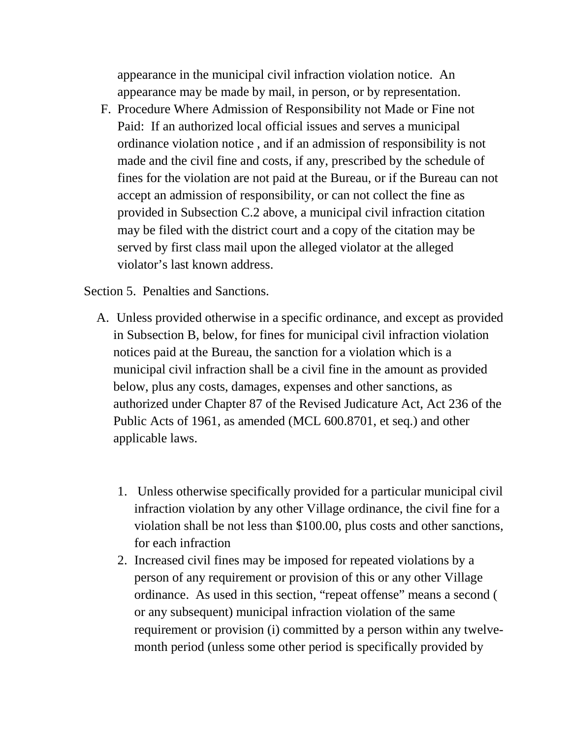appearance in the municipal civil infraction violation notice. An appearance may be made by mail, in person, or by representation.

F. Procedure Where Admission of Responsibility not Made or Fine not Paid: If an authorized local official issues and serves a municipal ordinance violation notice , and if an admission of responsibility is not made and the civil fine and costs, if any, prescribed by the schedule of fines for the violation are not paid at the Bureau, or if the Bureau can not accept an admission of responsibility, or can not collect the fine as provided in Subsection C.2 above, a municipal civil infraction citation may be filed with the district court and a copy of the citation may be served by first class mail upon the alleged violator at the alleged violator's last known address.

Section 5. Penalties and Sanctions.

A. Unless provided otherwise in a specific ordinance, and except as provided in Subsection B, below, for fines for municipal civil infraction violation notices paid at the Bureau, the sanction for a violation which is a municipal civil infraction shall be a civil fine in the amount as provided below, plus any costs, damages, expenses and other sanctions, as authorized under Chapter 87 of the Revised Judicature Act, Act 236 of the Public Acts of 1961, as amended (MCL 600.8701, et seq.) and other applicable laws.

1. Unless otherwise specifically provided for a particular municipal civil infraction violation by any other Village ordinance, the civil fine for a violation shall be not less than $100.00, plus costs and other sanctions, for each infraction
2. Increased civil fines may be imposed for repeated violations by a person of any requirement or provision of this or any other Village ordinance. As used in this section, "repeat offense" means a second ( or any subsequent) municipal infraction violation of the same requirement or provision (i) committed by a person within any twelve-month period (unless some other period is specifically provided by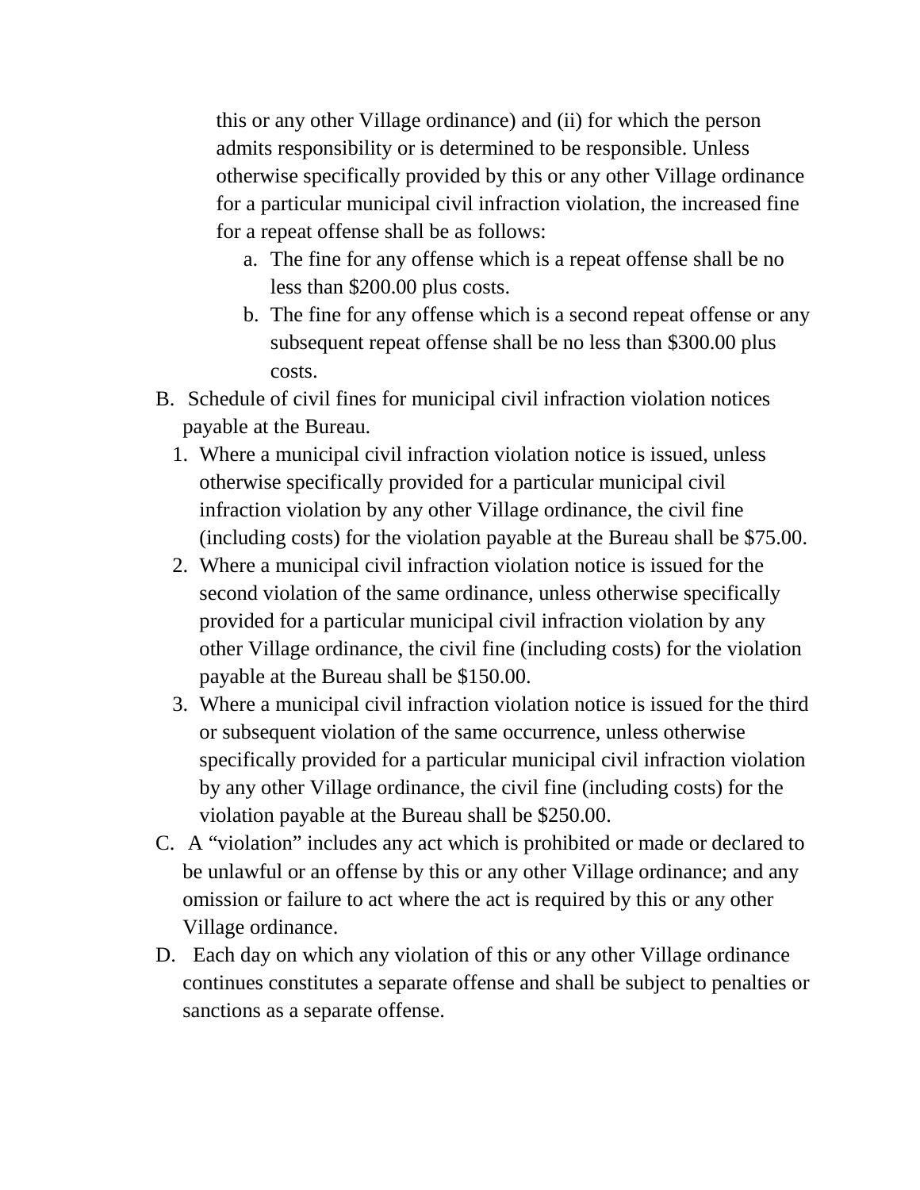this or any other Village ordinance) and (ii) for which the person admits responsibility or is determined to be responsible. Unless otherwise specifically provided by this or any other Village ordinance for a particular municipal civil infraction violation, the increased fine for a repeat offense shall be as follows:

   a. The fine for any offense which is a repeat offense shall be no less than $200.00 plus costs.
   b. The fine for any offense which is a second repeat offense or any subsequent repeat offense shall be no less than $300.00 plus costs.

B. Schedule of civil fines for municipal civil infraction violation notices payable at the Bureau.

   1. Where a municipal civil infraction violation notice is issued, unless otherwise specifically provided for a particular municipal civil infraction violation by any other Village ordinance, the civil fine (including costs) for the violation payable at the Bureau shall be $75.00.
   2. Where a municipal civil infraction violation notice is issued for the second violation of the same ordinance, unless otherwise specifically provided for a particular municipal civil infraction violation by any other Village ordinance, the civil fine (including costs) for the violation payable at the Bureau shall be $150.00.
   3. Where a municipal civil infraction violation notice is issued for the third or subsequent violation of the same occurrence, unless otherwise specifically provided for a particular municipal civil infraction violation by any other Village ordinance, the civil fine (including costs) for the violation payable at the Bureau shall be $250.00.

C. A "violation" includes any act which is prohibited or made or declared to be unlawful or an offense by this or any other Village ordinance; and any omission or failure to act where the act is required by this or any other Village ordinance.

D. Each day on which any violation of this or any other Village ordinance continues constitutes a separate offense and shall be subject to penalties or sanctions as a separate offense.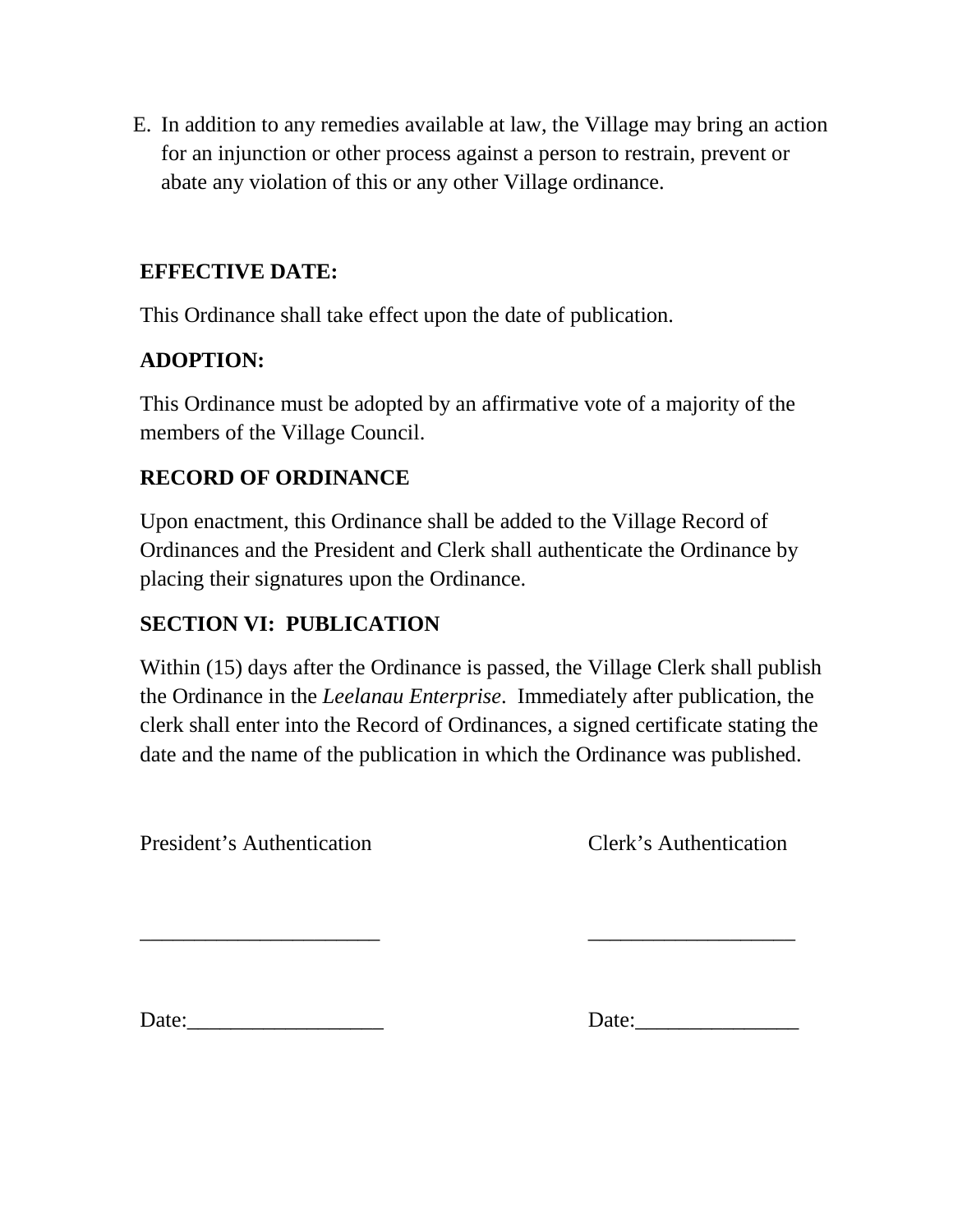E. In addition to any remedies available at law, the Village may bring an action for an injunction or other process against a person to restrain, prevent or abate any violation of this or any other Village ordinance.

**EFFECTIVE DATE:**

This Ordinance shall take effect upon the date of publication.

**ADOPTION:**

This Ordinance must be adopted by an affirmative vote of a majority of the members of the Village Council.

**RECORD OF ORDINANCE**

Upon enactment, this Ordinance shall be added to the Village Record of Ordinances and the President and Clerk shall authenticate the Ordinance by placing their signatures upon the Ordinance.

**SECTION VI: PUBLICATION**

Within (15) days after the Ordinance is passed, the Village Clerk shall publish the Ordinance in the *Leelanau Enterprise*. Immediately after publication, the clerk shall enter into the Record of Ordinances, a signed certificate stating the date and the name of the publication in which the Ordinance was published.

President's Authentication

______________________

Date:__________________

Clerk's Authentication

___________________

Date:_______________